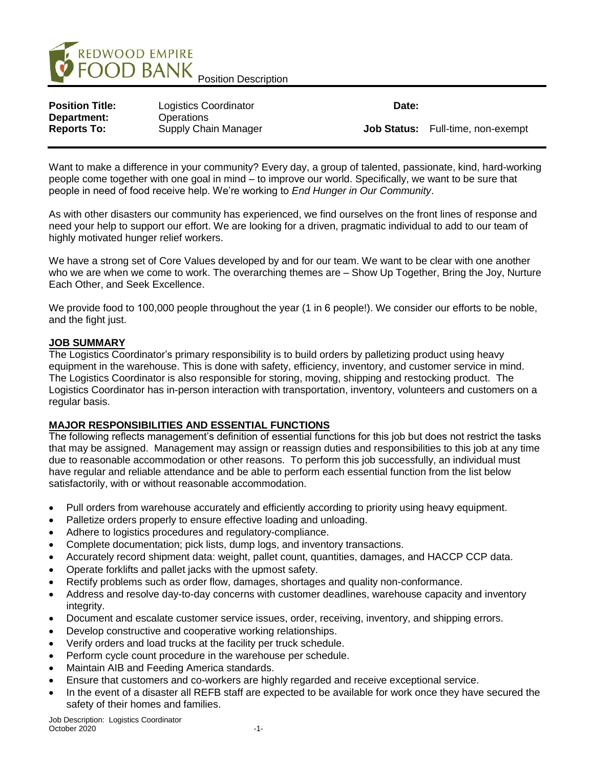REDWOOD EMPIRE FOOD BANK Position Description

| | | | |
|---|---|---|---|
| **Position Title:** | Logistics Coordinator | **Date:** | |
| **Department:** | Operations | | |
| **Reports To:** | Supply Chain Manager | **Job Status:** | Full-time, non-exempt |

Want to make a difference in your community? Every day, a group of talented, passionate, kind, hard-working people come together with one goal in mind – to improve our world. Specifically, we want to be sure that people in need of food receive help. We're working to *End Hunger in Our Community*.

As with other disasters our community has experienced, we find ourselves on the front lines of response and need your help to support our effort. We are looking for a driven, pragmatic individual to add to our team of highly motivated hunger relief workers.

We have a strong set of Core Values developed by and for our team. We want to be clear with one another who we are when we come to work. The overarching themes are – Show Up Together, Bring the Joy, Nurture Each Other, and Seek Excellence.

We provide food to 100,000 people throughout the year (1 in 6 people!). We consider our efforts to be noble, and the fight just.

## JOB SUMMARY

The Logistics Coordinator's primary responsibility is to build orders by palletizing product using heavy equipment in the warehouse. This is done with safety, efficiency, inventory, and customer service in mind. The Logistics Coordinator is also responsible for storing, moving, shipping and restocking product. The Logistics Coordinator has in-person interaction with transportation, inventory, volunteers and customers on a regular basis.

## MAJOR RESPONSIBILITIES AND ESSENTIAL FUNCTIONS

The following reflects management's definition of essential functions for this job but does not restrict the tasks that may be assigned. Management may assign or reassign duties and responsibilities to this job at any time due to reasonable accommodation or other reasons. To perform this job successfully, an individual must have regular and reliable attendance and be able to perform each essential function from the list below satisfactorily, with or without reasonable accommodation.

- Pull orders from warehouse accurately and efficiently according to priority using heavy equipment.
- Palletize orders properly to ensure effective loading and unloading.
- Adhere to logistics procedures and regulatory-compliance.
- Complete documentation; pick lists, dump logs, and inventory transactions.
- Accurately record shipment data: weight, pallet count, quantities, damages, and HACCP CCP data.
- Operate forklifts and pallet jacks with the upmost safety.
- Rectify problems such as order flow, damages, shortages and quality non-conformance.
- Address and resolve day-to-day concerns with customer deadlines, warehouse capacity and inventory integrity.
- Document and escalate customer service issues, order, receiving, inventory, and shipping errors.
- Develop constructive and cooperative working relationships.
- Verify orders and load trucks at the facility per truck schedule.
- Perform cycle count procedure in the warehouse per schedule.
- Maintain AIB and Feeding America standards.
- Ensure that customers and co-workers are highly regarded and receive exceptional service.
- In the event of a disaster all REFB staff are expected to be available for work once they have secured the safety of their homes and families.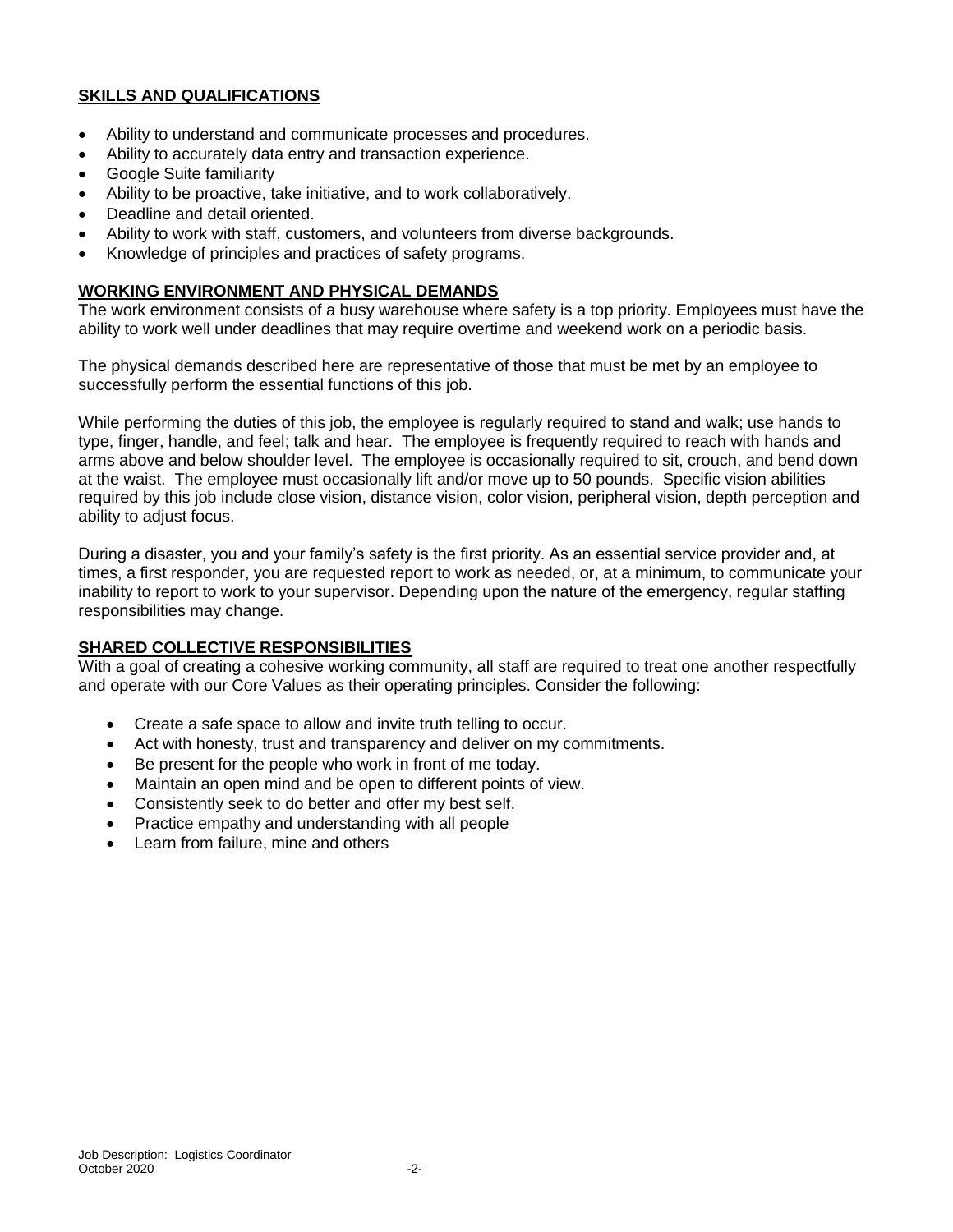## SKILLS AND QUALIFICATIONS

- Ability to understand and communicate processes and procedures.
- Ability to accurately data entry and transaction experience.
- Google Suite familiarity
- Ability to be proactive, take initiative, and to work collaboratively.
- Deadline and detail oriented.
- Ability to work with staff, customers, and volunteers from diverse backgrounds.
- Knowledge of principles and practices of safety programs.

## WORKING ENVIRONMENT AND PHYSICAL DEMANDS

The work environment consists of a busy warehouse where safety is a top priority. Employees must have the ability to work well under deadlines that may require overtime and weekend work on a periodic basis.

The physical demands described here are representative of those that must be met by an employee to successfully perform the essential functions of this job.

While performing the duties of this job, the employee is regularly required to stand and walk; use hands to type, finger, handle, and feel; talk and hear. The employee is frequently required to reach with hands and arms above and below shoulder level. The employee is occasionally required to sit, crouch, and bend down at the waist. The employee must occasionally lift and/or move up to 50 pounds. Specific vision abilities required by this job include close vision, distance vision, color vision, peripheral vision, depth perception and ability to adjust focus.

During a disaster, you and your family's safety is the first priority. As an essential service provider and, at times, a first responder, you are requested report to work as needed, or, at a minimum, to communicate your inability to report to work to your supervisor. Depending upon the nature of the emergency, regular staffing responsibilities may change.

## SHARED COLLECTIVE RESPONSIBILITIES

With a goal of creating a cohesive working community, all staff are required to treat one another respectfully and operate with our Core Values as their operating principles. Consider the following:

- Create a safe space to allow and invite truth telling to occur.
- Act with honesty, trust and transparency and deliver on my commitments.
- Be present for the people who work in front of me today.
- Maintain an open mind and be open to different points of view.
- Consistently seek to do better and offer my best self.
- Practice empathy and understanding with all people
- Learn from failure, mine and others